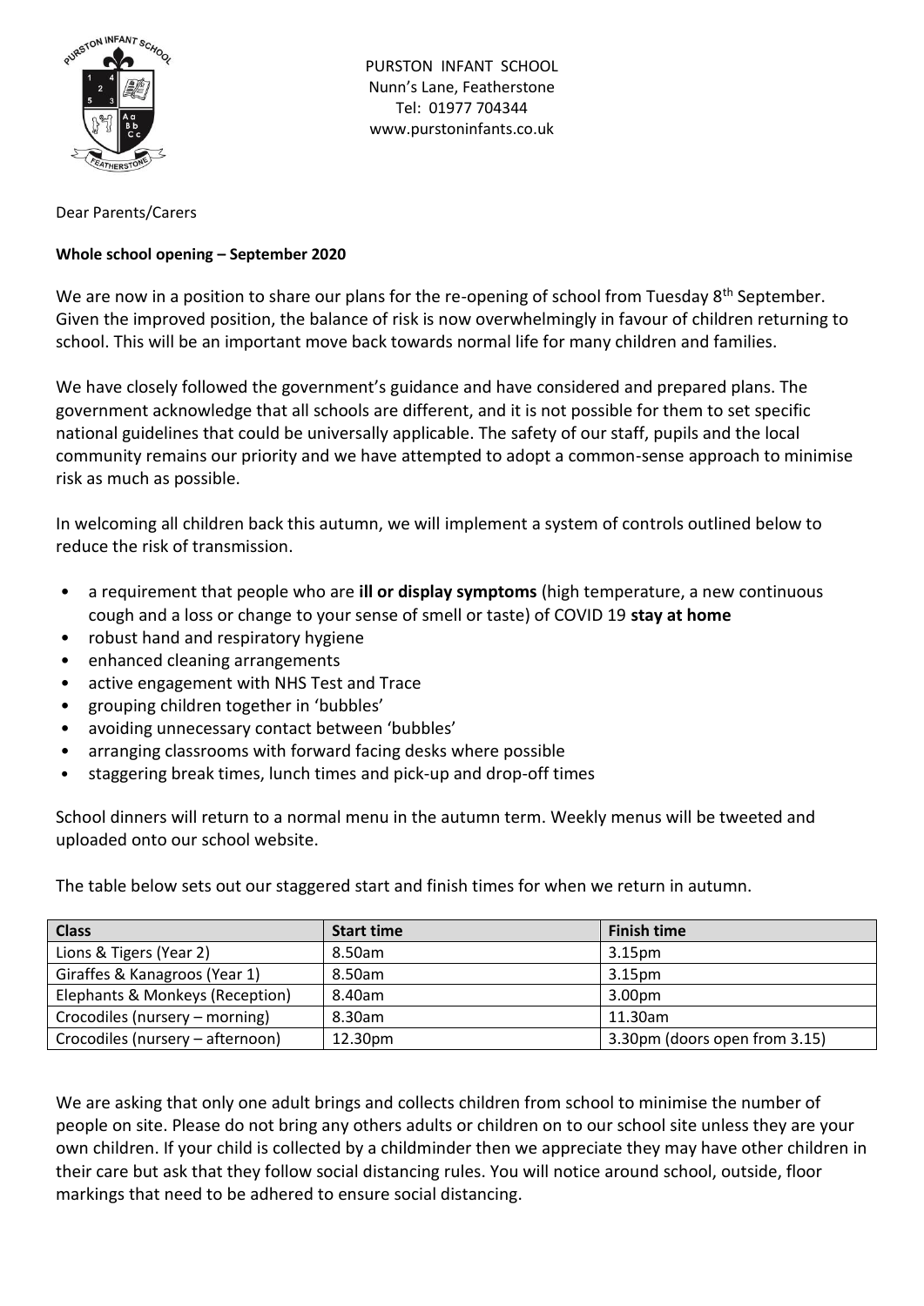PURSTON INFANT SCHOOL
Nunn's Lane, Featherstone
Tel: 01977 704344
www.purstoninfants.co.uk

Dear Parents/Carers

**Whole school opening – September 2020**

We are now in a position to share our plans for the re-opening of school from Tuesday 8th September. Given the improved position, the balance of risk is now overwhelmingly in favour of children returning to school. This will be an important move back towards normal life for many children and families.

We have closely followed the government's guidance and have considered and prepared plans. The government acknowledge that all schools are different, and it is not possible for them to set specific national guidelines that could be universally applicable. The safety of our staff, pupils and the local community remains our priority and we have attempted to adopt a common-sense approach to minimise risk as much as possible.

In welcoming all children back this autumn, we will implement a system of controls outlined below to reduce the risk of transmission.

- a requirement that people who are **ill or display symptoms** (high temperature, a new continuous cough and a loss or change to your sense of smell or taste) of COVID 19 **stay at home**
- robust hand and respiratory hygiene
- enhanced cleaning arrangements
- active engagement with NHS Test and Trace
- grouping children together in 'bubbles'
- avoiding unnecessary contact between 'bubbles'
- arranging classrooms with forward facing desks where possible
- staggering break times, lunch times and pick-up and drop-off times

School dinners will return to a normal menu in the autumn term. Weekly menus will be tweeted and uploaded onto our school website.

The table below sets out our staggered start and finish times for when we return in autumn.

| Class | Start time | Finish time |
| --- | --- | --- |
| Lions & Tigers (Year 2) | 8.50am | 3.15pm |
| Giraffes & Kanagroos (Year 1) | 8.50am | 3.15pm |
| Elephants & Monkeys (Reception) | 8.40am | 3.00pm |
| Crocodiles (nursery – morning) | 8.30am | 11.30am |
| Crocodiles (nursery – afternoon) | 12.30pm | 3.30pm (doors open from 3.15) |

We are asking that only one adult brings and collects children from school to minimise the number of people on site. Please do not bring any others adults or children on to our school site unless they are your own children. If your child is collected by a childminder then we appreciate they may have other children in their care but ask that they follow social distancing rules. You will notice around school, outside, floor markings that need to be adhered to ensure social distancing.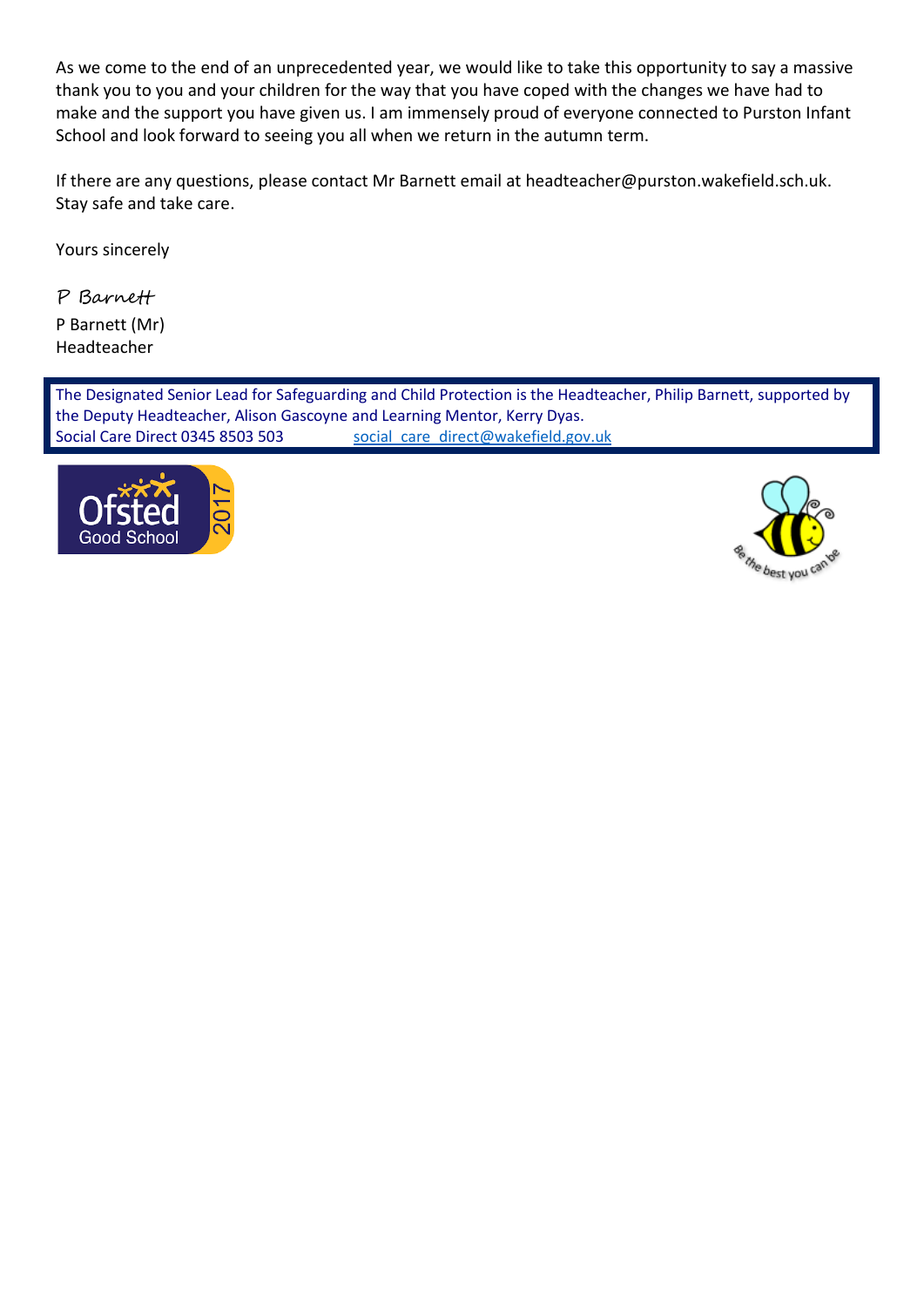As we come to the end of an unprecedented year, we would like to take this opportunity to say a massive thank you to you and your children for the way that you have coped with the changes we have had to make and the support you have given us. I am immensely proud of everyone connected to Purston Infant School and look forward to seeing you all when we return in the autumn term.

If there are any questions, please contact Mr Barnett email at headteacher@purston.wakefield.sch.uk. Stay safe and take care.

Yours sincerely

*P Barnett*

P Barnett (Mr)
Headteacher

The Designated Senior Lead for Safeguarding and Child Protection is the Headteacher, Philip Barnett, supported by the Deputy Headteacher, Alison Gascoyne and Learning Mentor, Kerry Dyas.
Social Care Direct 0345 8503 503 social_care_direct@wakefield.gov.uk